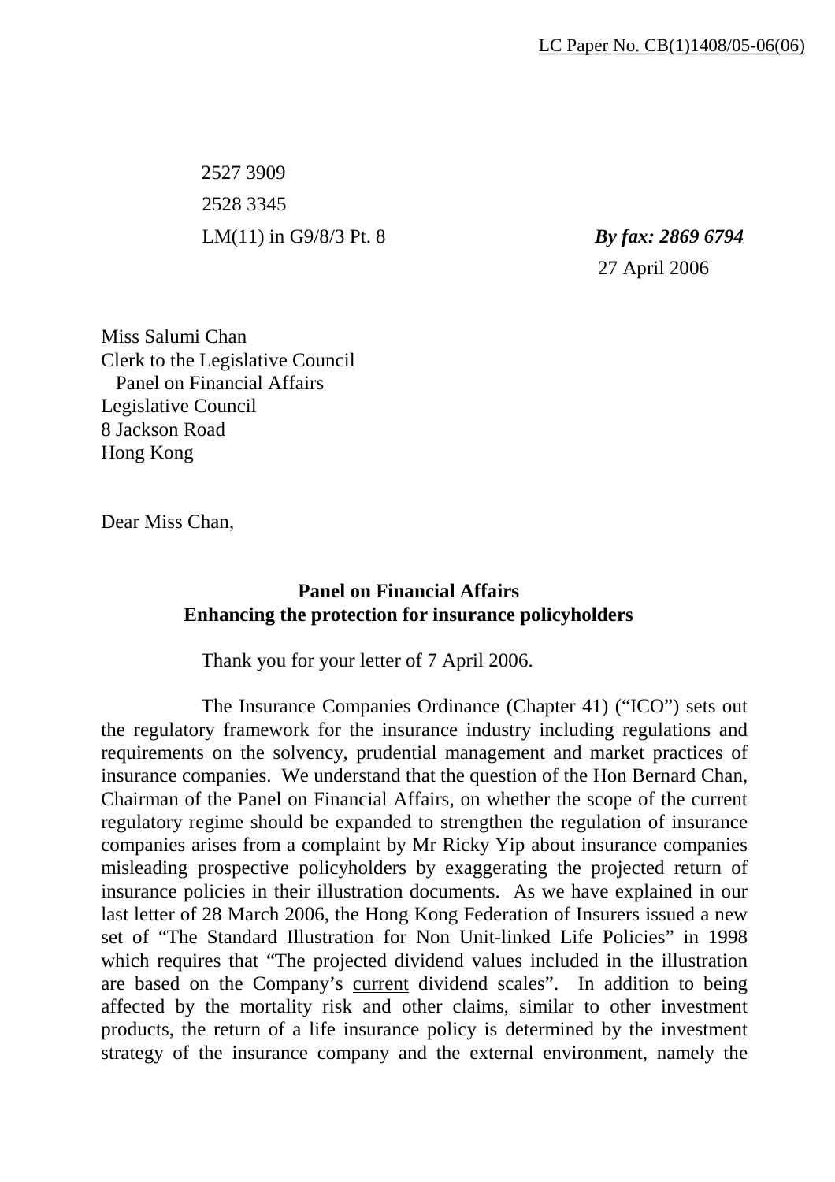LC Paper No. CB(1)1408/05-06(06)

2527 3909

2528 3345

LM(11) in G9/8/3 Pt. 8 ***By fax: 2869 6794***

27 April 2006

Miss Salumi Chan
Clerk to the Legislative Council
Panel on Financial Affairs
Legislative Council
8 Jackson Road
Hong Kong

Dear Miss Chan,

**Panel on Financial Affairs**
**Enhancing the protection for insurance policyholders**

Thank you for your letter of 7 April 2006.

The Insurance Companies Ordinance (Chapter 41) ("ICO") sets out the regulatory framework for the insurance industry including regulations and requirements on the solvency, prudential management and market practices of insurance companies. We understand that the question of the Hon Bernard Chan, Chairman of the Panel on Financial Affairs, on whether the scope of the current regulatory regime should be expanded to strengthen the regulation of insurance companies arises from a complaint by Mr Ricky Yip about insurance companies misleading prospective policyholders by exaggerating the projected return of insurance policies in their illustration documents. As we have explained in our last letter of 28 March 2006, the Hong Kong Federation of Insurers issued a new set of "The Standard Illustration for Non Unit-linked Life Policies" in 1998 which requires that "The projected dividend values included in the illustration are based on the Company's <u>current</u> dividend scales". In addition to being affected by the mortality risk and other claims, similar to other investment products, the return of a life insurance policy is determined by the investment strategy of the insurance company and the external environment, namely the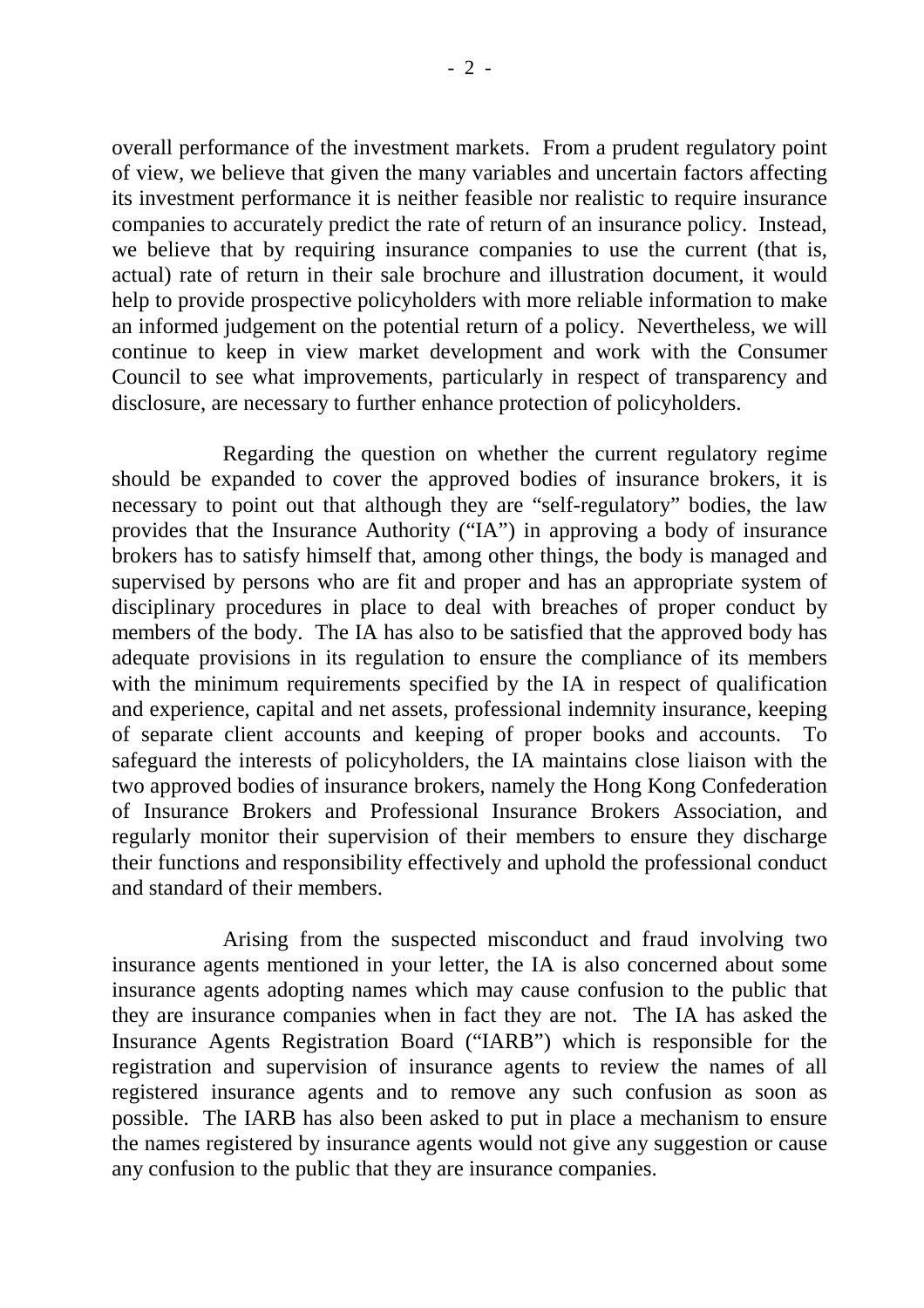overall performance of the investment markets. From a prudent regulatory point of view, we believe that given the many variables and uncertain factors affecting its investment performance it is neither feasible nor realistic to require insurance companies to accurately predict the rate of return of an insurance policy. Instead, we believe that by requiring insurance companies to use the current (that is, actual) rate of return in their sale brochure and illustration document, it would help to provide prospective policyholders with more reliable information to make an informed judgement on the potential return of a policy. Nevertheless, we will continue to keep in view market development and work with the Consumer Council to see what improvements, particularly in respect of transparency and disclosure, are necessary to further enhance protection of policyholders.

Regarding the question on whether the current regulatory regime should be expanded to cover the approved bodies of insurance brokers, it is necessary to point out that although they are "self-regulatory" bodies, the law provides that the Insurance Authority ("IA") in approving a body of insurance brokers has to satisfy himself that, among other things, the body is managed and supervised by persons who are fit and proper and has an appropriate system of disciplinary procedures in place to deal with breaches of proper conduct by members of the body. The IA has also to be satisfied that the approved body has adequate provisions in its regulation to ensure the compliance of its members with the minimum requirements specified by the IA in respect of qualification and experience, capital and net assets, professional indemnity insurance, keeping of separate client accounts and keeping of proper books and accounts. To safeguard the interests of policyholders, the IA maintains close liaison with the two approved bodies of insurance brokers, namely the Hong Kong Confederation of Insurance Brokers and Professional Insurance Brokers Association, and regularly monitor their supervision of their members to ensure they discharge their functions and responsibility effectively and uphold the professional conduct and standard of their members.

Arising from the suspected misconduct and fraud involving two insurance agents mentioned in your letter, the IA is also concerned about some insurance agents adopting names which may cause confusion to the public that they are insurance companies when in fact they are not. The IA has asked the Insurance Agents Registration Board ("IARB") which is responsible for the registration and supervision of insurance agents to review the names of all registered insurance agents and to remove any such confusion as soon as possible. The IARB has also been asked to put in place a mechanism to ensure the names registered by insurance agents would not give any suggestion or cause any confusion to the public that they are insurance companies.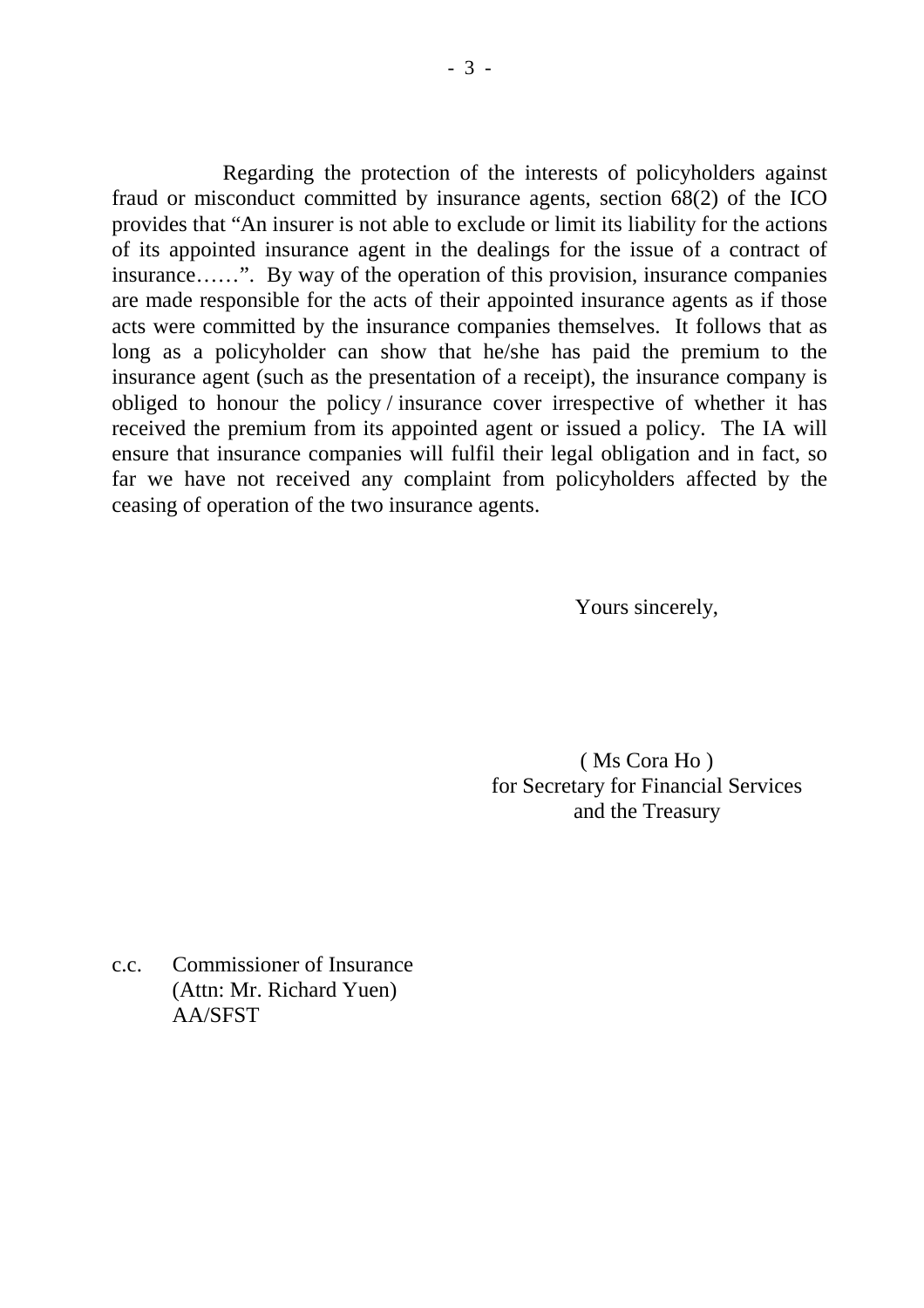Regarding the protection of the interests of policyholders against fraud or misconduct committed by insurance agents, section 68(2) of the ICO provides that "An insurer is not able to exclude or limit its liability for the actions of its appointed insurance agent in the dealings for the issue of a contract of insurance……". By way of the operation of this provision, insurance companies are made responsible for the acts of their appointed insurance agents as if those acts were committed by the insurance companies themselves. It follows that as long as a policyholder can show that he/she has paid the premium to the insurance agent (such as the presentation of a receipt), the insurance company is obliged to honour the policy / insurance cover irrespective of whether it has received the premium from its appointed agent or issued a policy. The IA will ensure that insurance companies will fulfil their legal obligation and in fact, so far we have not received any complaint from policyholders affected by the ceasing of operation of the two insurance agents.

Yours sincerely,

( Ms Cora Ho )
for Secretary for Financial Services
and the Treasury

c.c. Commissioner of Insurance
(Attn: Mr. Richard Yuen)
AA/SFST